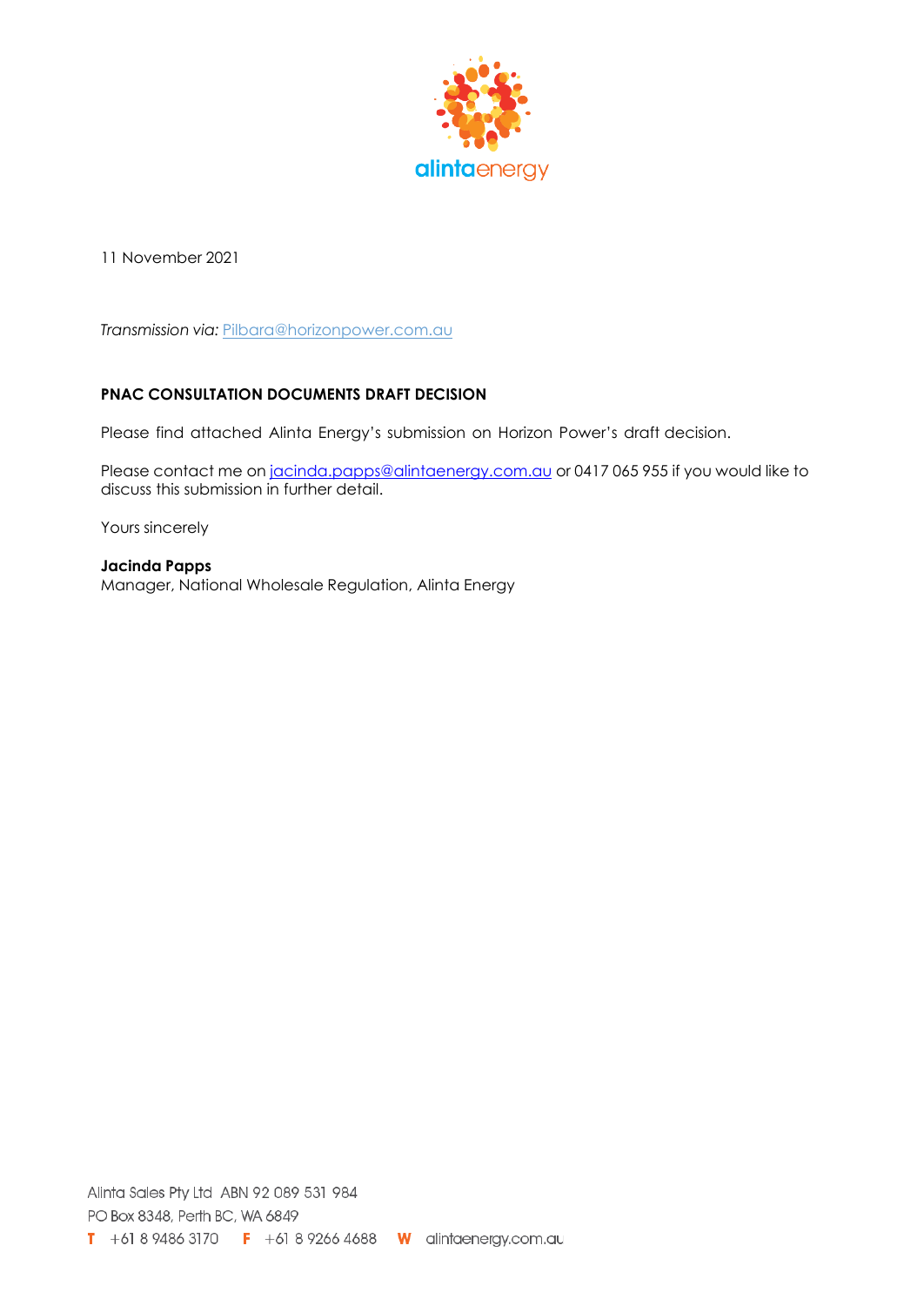11 November 2021

*Transmission via:* Pilbara@horizonpower.com.au

**PNAC CONSULTATION DOCUMENTS DRAFT DECISION**

Please find attached Alinta Energy's submission on Horizon Power's draft decision.

Please contact me on jacinda.papps@alintaenergy.com.au or 0417 065 955 if you would like to discuss this submission in further detail.

Yours sincerely

**Jacinda Papps**
Manager, National Wholesale Regulation, Alinta Energy

Alinta Sales Pty Ltd ABN 92 089 531 984
PO Box 8348, Perth BC, WA 6849
**T** +61 8 9486 3170 **F** +61 8 9266 4688 **W** alintaenergy.com.au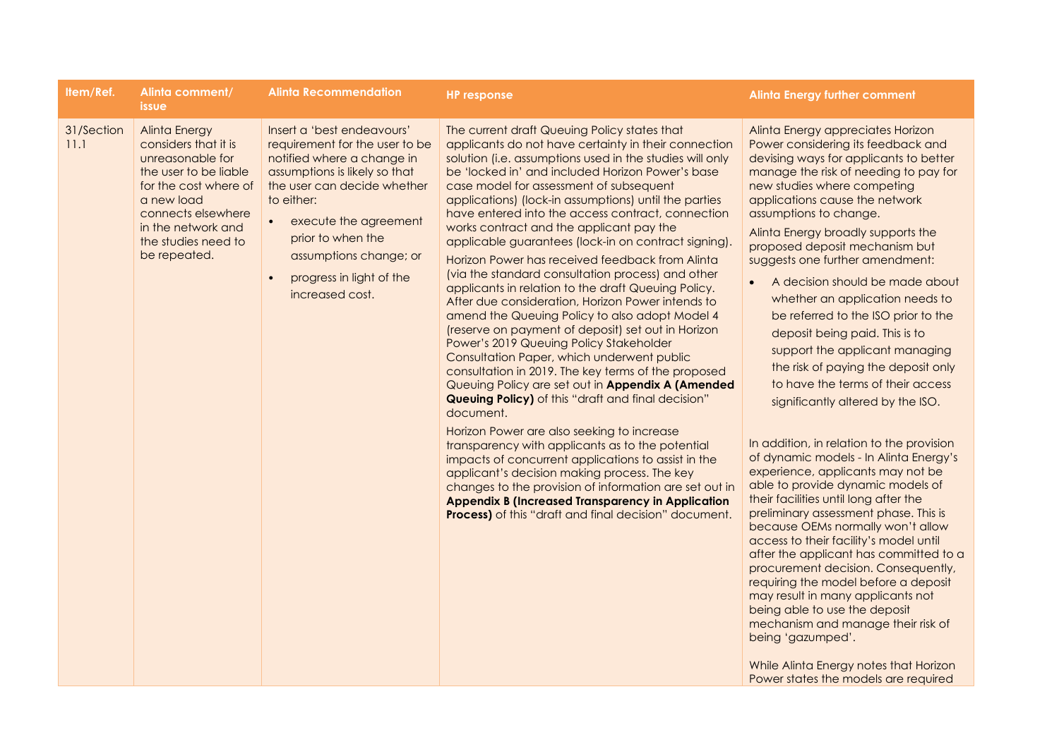| Item/Ref. | Alinta comment/ issue | Alinta Recommendation | HP response | Alinta Energy further comment |
|---|---|---|---|---|
| 31/Section 11.1 | Alinta Energy considers that it is unreasonable for the user to be liable for the cost where of a new load connects elsewhere in the network and the studies need to be repeated. | Insert a 'best endeavours' requirement for the user to be notified where a change in assumptions is likely so that the user can decide whether to either:<br>• execute the agreement prior to when the assumptions change; or<br>• progress in light of the increased cost. | The current draft Queuing Policy states that applicants do not have certainty in their connection solution (i.e. assumptions used in the studies will only be 'locked in' and included Horizon Power's base case model for assessment of subsequent applications) (lock-in assumptions) until the parties have entered into the access contract, connection works contract and the applicant pay the applicable guarantees (lock-in on contract signing).<br><br>Horizon Power has received feedback from Alinta (via the standard consultation process) and other applicants in relation to the draft Queuing Policy. After due consideration, Horizon Power intends to amend the Queuing Policy to also adopt Model 4 (reserve on payment of deposit) set out in Horizon Power's 2019 Queuing Policy Stakeholder Consultation Paper, which underwent public consultation in 2019. The key terms of the proposed Queuing Policy are set out in **Appendix A (Amended Queuing Policy)** of this "draft and final decision" document.<br><br>Horizon Power are also seeking to increase transparency with applicants as to the potential impacts of concurrent applications to assist in the applicant's decision making process. The key changes to the provision of information are set out in **Appendix B (Increased Transparency in Application Process)** of this "draft and final decision" document. | Alinta Energy appreciates Horizon Power considering its feedback and devising ways for applicants to better manage the risk of needing to pay for new studies where competing applications cause the network assumptions to change.<br><br>Alinta Energy broadly supports the proposed deposit mechanism but suggests one further amendment:<br>• A decision should be made about whether an application needs to be referred to the ISO prior to the deposit being paid. This is to support the applicant managing the risk of paying the deposit only to have the terms of their access significantly altered by the ISO.<br><br>In addition, in relation to the provision of dynamic models - In Alinta Energy's experience, applicants may not be able to provide dynamic models of their facilities until long after the preliminary assessment phase. This is because OEMs normally won't allow access to their facility's model until after the applicant has committed to a procurement decision. Consequently, requiring the model before a deposit may result in many applicants not being able to use the deposit mechanism and manage their risk of being 'gazumped'.<br><br>While Alinta Energy notes that Horizon Power states the models are required |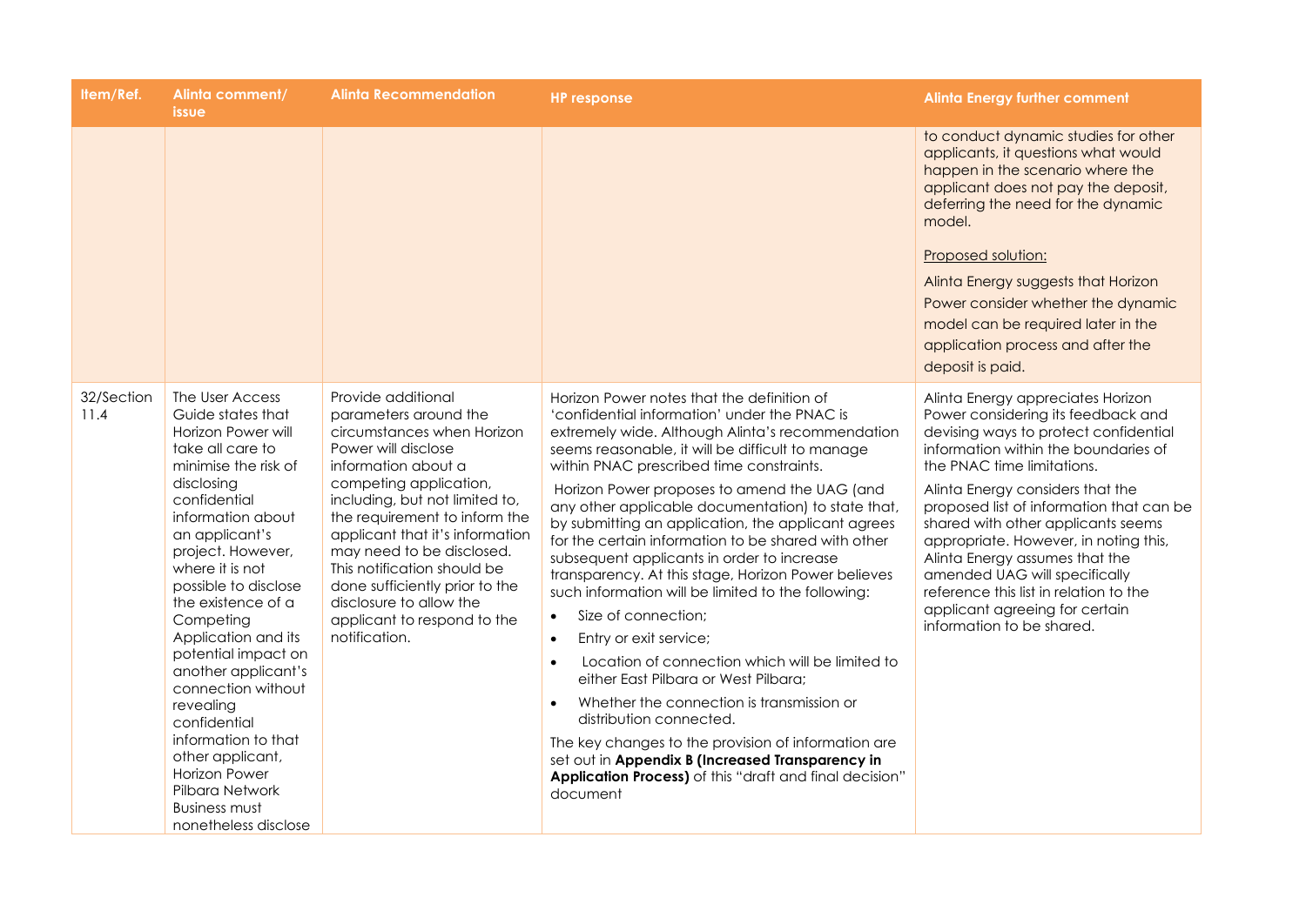| Item/Ref. | Alinta comment/ issue | Alinta Recommendation | HP response | Alinta Energy further comment |
| --- | --- | --- | --- | --- |
| | | | | to conduct dynamic studies for other applicants, it questions what would happen in the scenario where the applicant does not pay the deposit, deferring the need for the dynamic model.<br><br><u>Proposed solution:</u><br><br>Alinta Energy suggests that Horizon Power consider whether the dynamic model can be required later in the application process and after the deposit is paid. |
| 32/Section 11.4 | The User Access Guide states that Horizon Power will take all care to minimise the risk of disclosing confidential information about an applicant's project. However, where it is not possible to disclose the existence of a Competing Application and its potential impact on another applicant's connection without revealing confidential information to that other applicant, Horizon Power Pilbara Network Business must nonetheless disclose | Provide additional parameters around the circumstances when Horizon Power will disclose information about a competing application, including, but not limited to, the requirement to inform the applicant that it's information may need to be disclosed. This notification should be done sufficiently prior to the disclosure to allow the applicant to respond to the notification. | Horizon Power notes that the definition of 'confidential information' under the PNAC is extremely wide. Although Alinta's recommendation seems reasonable, it will be difficult to manage within PNAC prescribed time constraints.<br><br>Horizon Power proposes to amend the UAG (and any other applicable documentation) to state that, by submitting an application, the applicant agrees for the certain information to be shared with other subsequent applicants in order to increase transparency. At this stage, Horizon Power believes such information will be limited to the following:<br>• Size of connection;<br>• Entry or exit service;<br>• Location of connection which will be limited to either East Pilbara or West Pilbara;<br>• Whether the connection is transmission or distribution connected.<br><br>The key changes to the provision of information are set out in **Appendix B (Increased Transparency in Application Process)** of this "draft and final decision" document | Alinta Energy appreciates Horizon Power considering its feedback and devising ways to protect confidential information within the boundaries of the PNAC time limitations.<br><br>Alinta Energy considers that the proposed list of information that can be shared with other applicants seems appropriate. However, in noting this, Alinta Energy assumes that the amended UAG will specifically reference this list in relation to the applicant agreeing for certain information to be shared. |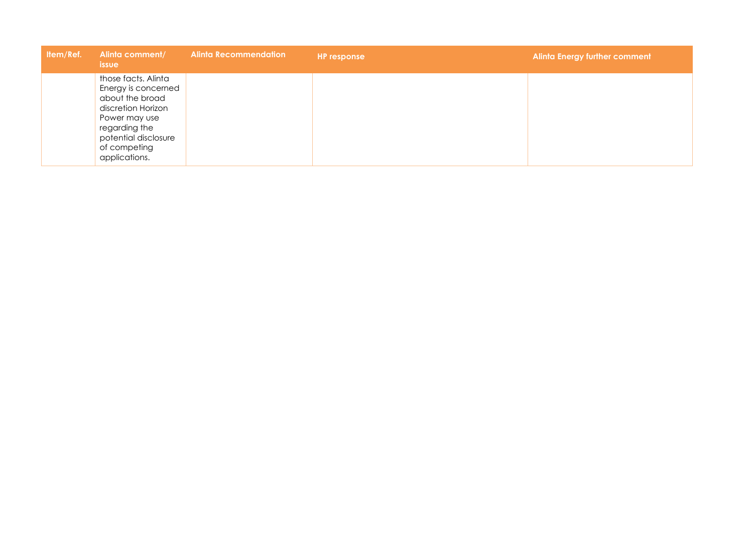| Item/Ref. | Alinta comment/ issue | Alinta Recommendation | HP response | Alinta Energy further comment |
|---|---|---|---|---|
| | those facts. Alinta Energy is concerned about the broad discretion Horizon Power may use regarding the potential disclosure of competing applications. | | | |